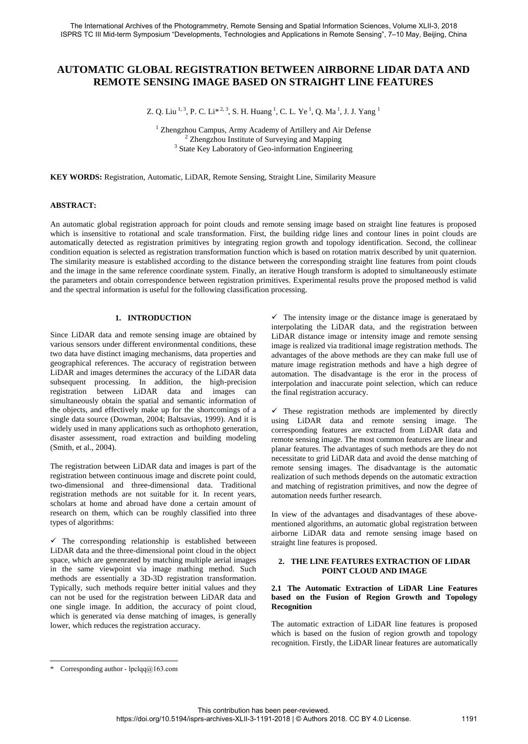# AUTOMATIC GLOBAL REGISTRATION BETWEEN AIRBORNE LIDAR DATA AND REMOTE SENSING IMAGE BASED ON STRAIGHT LINE FEATURES

Z. Q. Liu [1, 3], P. C. Li* [2, 3], S. H. Huang [1], C. L. Ye [1], Q. Ma [1], J. J. Yang [1]

[1] Zhengzhou Campus, Army Academy of Artillery and Air Defense
[2] Zhengzhou Institute of Surveying and Mapping
[3] State Key Laboratory of Geo-information Engineering

**KEY WORDS:** Registration, Automatic, LiDAR, Remote Sensing, Straight Line, Similarity Measure

## ABSTRACT:

An automatic global registration approach for point clouds and remote sensing image based on straight line features is proposed which is insensitive to rotational and scale transformation. First, the building ridge lines and contour lines in point clouds are automatically detected as registration primitives by integrating region growth and topology identification. Second, the collinear condition equation is selected as registration transformation function which is based on rotation matrix described by unit quaternion. The similarity measure is established according to the distance between the corresponding straight line features from point clouds and the image in the same reference coordinate system. Finally, an iterative Hough transform is adopted to simultaneously estimate the parameters and obtain correspondence between registration primitives. Experimental results prove the proposed method is valid and the spectral information is useful for the following classification processing.

## 1. INTRODUCTION

Since LiDAR data and remote sensing image are obtained by various sensors under different environmental conditions, these two data have distinct imaging mechanisms, data properties and geographical references. The accuracy of registration between LiDAR and images determines the accuracy of the LiDAR data subsequent processing. In addition, the high-precision registration between LiDAR data and images can simultaneously obtain the spatial and semantic information of the objects, and effectively make up for the shortcomings of a single data source (Dowman, 2004; Baltsavias, 1999). And it is widely used in many applications such as orthophoto generation, disaster assessment, road extraction and building modeling (Smith, et al., 2004).

The registration between LiDAR data and images is part of the registration between continuous image and discrete point could, two-dimensional and three-dimensional data. Traditional registration methods are not suitable for it. In recent years, scholars at home and abroad have done a certain amount of research on them, which can be roughly classified into three types of algorithms:

✓ The corresponding relationship is established betweeen LiDAR data and the three-dimensional point cloud in the object space, which are genenrated by matching multiple aerial images in the same viewpoint via image mathing method. Such methods are essentially a 3D-3D registration transformation. Typically, such methods require better initial values and they can not be used for the registration between LiDAR data and one single image. In addition, the accuracy of point cloud, which is generated via dense matching of images, is generally lower, which reduces the registration accuracy.

✓ The intensity image or the distance image is generataed by interpolating the LiDAR data, and the registration between LiDAR distance image or intensity image and remote sensing image is realized via traditional image registration methods. The advantages of the above methods are they can make full use of mature image registration methods and have a high degree of automation. The disadvantage is the eror in the process of interpolation and inaccurate point selection, which can reduce the final registration accuracy.

✓ These registration methods are implemented by directly using LiDAR data and remote sensing image. The corresponding features are extracted from LiDAR data and remote sensing image. The most common features are linear and planar features. The advantages of such methods are they do not necessitate to grid LiDAR data and avoid the dense matching of remote sensing images. The disadvantage is the automatic realization of such methods depends on the automatic extraction and matching of registration primitives, and now the degree of automation needs further research.

In view of the advantages and disadvantages of these above-mentioned algorithms, an automatic global registration between airborne LiDAR data and remote sensing image based on straight line features is proposed.

## 2. THE LINE FEATURES EXTRACTION OF LIDAR POINT CLOUD AND IMAGE

### 2.1 The Automatic Extraction of LiDAR Line Features based on the Fusion of Region Growth and Topology Recognition

The automatic extraction of LiDAR line features is proposed which is based on the fusion of region growth and topology recognition. Firstly, the LiDAR linear features are automatically

* Corresponding author - lpclqq@163.com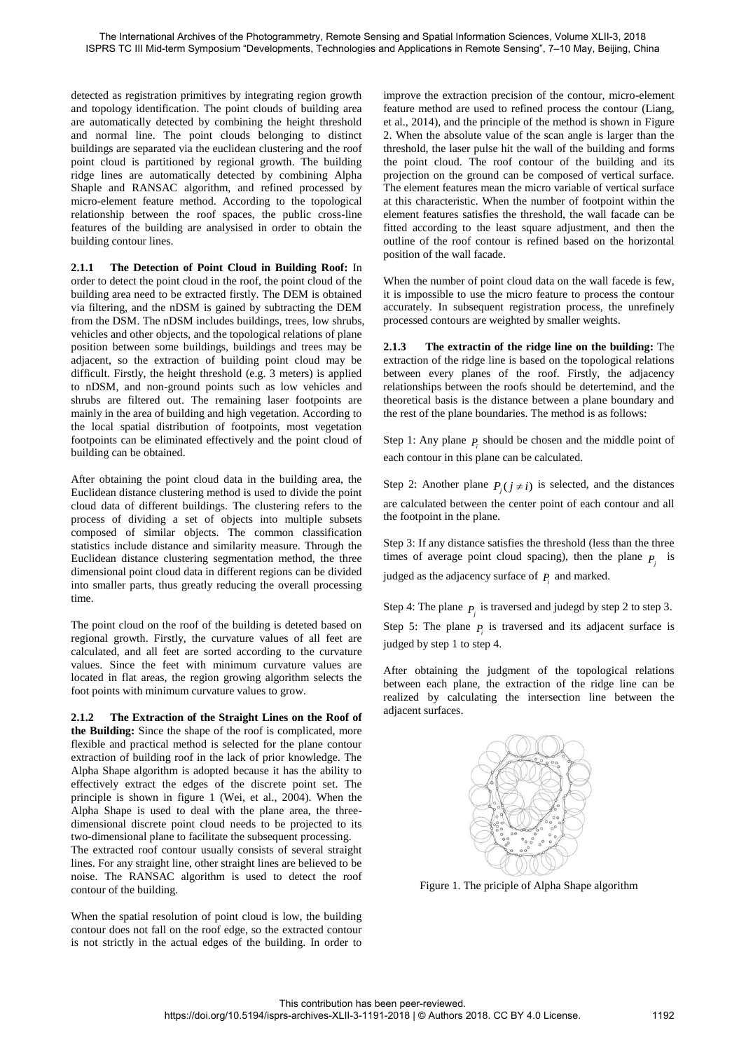detected as registration primitives by integrating region growth and topology identification. The point clouds of building area are automatically detected by combining the height threshold and normal line. The point clouds belonging to distinct buildings are separated via the euclidean clustering and the roof point cloud is partitioned by regional growth. The building ridge lines are automatically detected by combining Alpha Shaple and RANSAC algorithm, and refined processed by micro-element feature method. According to the topological relationship between the roof spaces, the public cross-line features of the building are analysised in order to obtain the building contour lines.

**2.1.1 The Detection of Point Cloud in Building Roof:** In order to detect the point cloud in the roof, the point cloud of the building area need to be extracted firstly. The DEM is obtained via filtering, and the nDSM is gained by subtracting the DEM from the DSM. The nDSM includes buildings, trees, low shrubs, vehicles and other objects, and the topological relations of plane position between some buildings, buildings and trees may be adjacent, so the extraction of building point cloud may be difficult. Firstly, the height threshold (e.g. 3 meters) is applied to nDSM, and non-ground points such as low vehicles and shrubs are filtered out. The remaining laser footpoints are mainly in the area of building and high vegetation. According to the local spatial distribution of footpoints, most vegetation footpoints can be eliminated effectively and the point cloud of building can be obtained.

After obtaining the point cloud data in the building area, the Euclidean distance clustering method is used to divide the point cloud data of different buildings. The clustering refers to the process of dividing a set of objects into multiple subsets composed of similar objects. The common classification statistics include distance and similarity measure. Through the Euclidean distance clustering segmentation method, the three dimensional point cloud data in different regions can be divided into smaller parts, thus greatly reducing the overall processing time.

The point cloud on the roof of the building is deteted based on regional growth. Firstly, the curvature values of all feet are calculated, and all feet are sorted according to the curvature values. Since the feet with minimum curvature values are located in flat areas, the region growing algorithm selects the foot points with minimum curvature values to grow.

**2.1.2 The Extraction of the Straight Lines on the Roof of the Building:** Since the shape of the roof is complicated, more flexible and practical method is selected for the plane contour extraction of building roof in the lack of prior knowledge. The Alpha Shape algorithm is adopted because it has the ability to effectively extract the edges of the discrete point set. The principle is shown in figure 1 (Wei, et al., 2004). When the Alpha Shape is used to deal with the plane area, the three-dimensional discrete point cloud needs to be projected to its two-dimensional plane to facilitate the subsequent processing.
The extracted roof contour usually consists of several straight lines. For any straight line, other straight lines are believed to be noise. The RANSAC algorithm is used to detect the roof contour of the building.

When the spatial resolution of point cloud is low, the building contour does not fall on the roof edge, so the extracted contour is not strictly in the actual edges of the building. In order to improve the extraction precision of the contour, micro-element feature method are used to refined process the contour (Liang, et al., 2014), and the principle of the method is shown in Figure 2. When the absolute value of the scan angle is larger than the threshold, the laser pulse hit the wall of the building and forms the point cloud. The roof contour of the building and its projection on the ground can be composed of vertical surface. The element features mean the micro variable of vertical surface at this characteristic. When the number of footpoint within the element features satisfies the threshold, the wall facade can be fitted according to the least square adjustment, and then the outline of the roof contour is refined based on the horizontal position of the wall facade.

When the number of point cloud data on the wall facede is few, it is impossible to use the micro feature to process the contour accurately. In subsequent registration process, the unrefinely processed contours are weighted by smaller weights.

**2.1.3 The extractin of the ridge line on the building:** The extraction of the ridge line is based on the topological relations between every planes of the roof. Firstly, the adjacency relationships between the roofs should be detertemind, and the theoretical basis is the distance between a plane boundary and the rest of the plane boundaries. The method is as follows:

Step 1: Any plane $P_i$ should be chosen and the middle point of each contour in this plane can be calculated.

Step 2: Another plane $P_j (j \neq i)$ is selected, and the distances are calculated between the center point of each contour and all the footpoint in the plane.

Step 3: If any distance satisfies the threshold (less than the three times of average point cloud spacing), then the plane $P_j$ is judged as the adjacency surface of $P_i$ and marked.

Step 4: The plane $P_j$ is traversed and judegd by step 2 to step 3.

Step 5: The plane $P_i$ is traversed and its adjacent surface is judged by step 1 to step 4.

After obtaining the judgment of the topological relations between each plane, the extraction of the ridge line can be realized by calculating the intersection line between the adjacent surfaces.

Figure 1. The priciple of Alpha Shape algorithm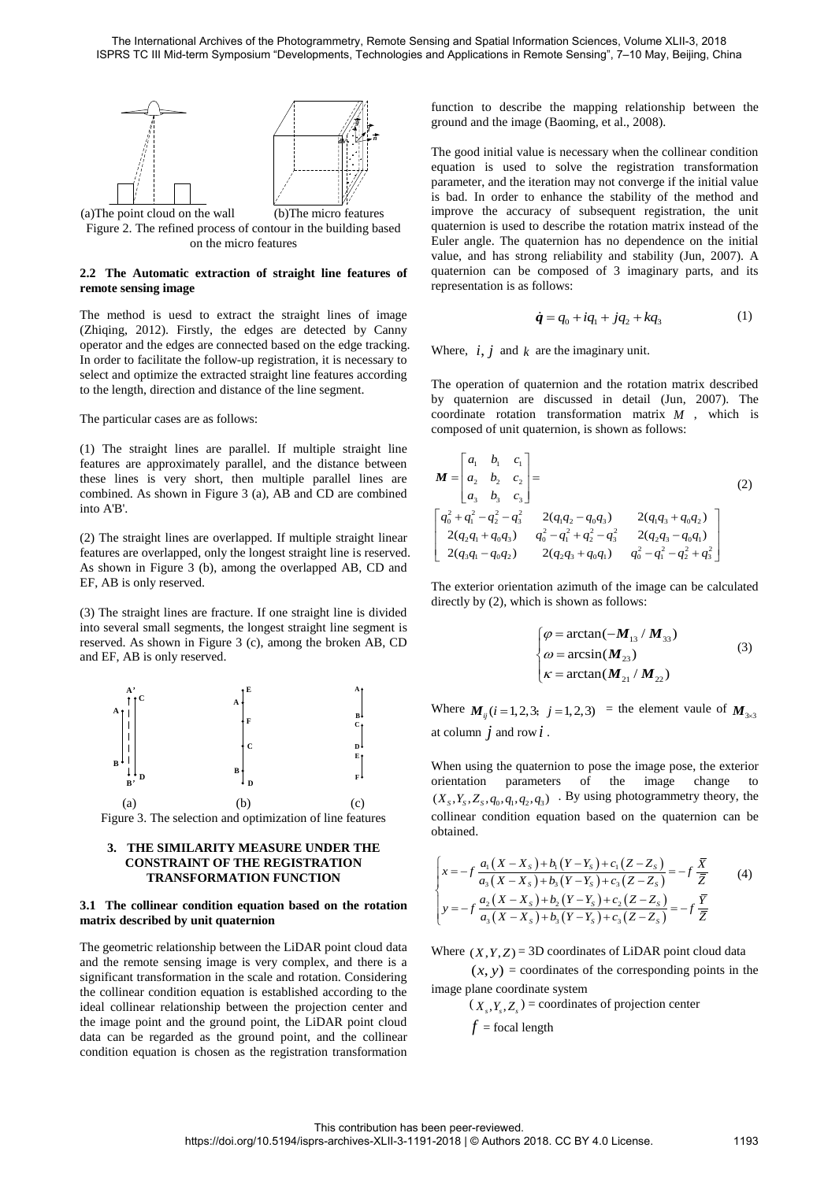(a)The point cloud on the wall (b)The micro features

Figure 2. The refined process of contour in the building based on the micro features

### 2.2 The Automatic extraction of straight line features of remote sensing image

The method is uesd to extract the straight lines of image (Zhiqing, 2012). Firstly, the edges are detected by Canny operator and the edges are connected based on the edge tracking. In order to facilitate the follow-up registration, it is necessary to select and optimize the extracted straight line features according to the length, direction and distance of the line segment.

The particular cases are as follows:

(1) The straight lines are parallel. If multiple straight line features are approximately parallel, and the distance between these lines is very short, then multiple parallel lines are combined. As shown in Figure 3 (a), AB and CD are combined into A'B'.

(2) The straight lines are overlapped. If multiple straight linear features are overlapped, only the longest straight line is reserved. As shown in Figure 3 (b), among the overlapped AB, CD and EF, AB is only reserved.

(3) The straight lines are fracture. If one straight line is divided into several small segments, the longest straight line segment is reserved. As shown in Figure 3 (c), among the broken AB, CD and EF, AB is only reserved.

Figure 3. The selection and optimization of line features

## 3. THE SIMILARITY MEASURE UNDER THE CONSTRAINT OF THE REGISTRATION TRANSFORMATION FUNCTION

### 3.1 The collinear condition equation based on the rotation matrix described by unit quaternion

The geometric relationship between the LiDAR point cloud data and the remote sensing image is very complex, and there is a significant transformation in the scale and rotation. Considering the collinear condition equation is established according to the ideal collinear relationship between the projection center and the image point and the ground point, the LiDAR point cloud data can be regarded as the ground point, and the collinear condition equation is chosen as the registration transformation function to describe the mapping relationship between the ground and the image (Baoming, et al., 2008).

The good initial value is necessary when the collinear condition equation is used to solve the registration transformation parameter, and the iteration may not converge if the initial value is bad. In order to enhance the stability of the method and improve the accuracy of subsequent registration, the unit quaternion is used to describe the rotation matrix instead of the Euler angle. The quaternion has no dependence on the initial value, and has strong reliability and stability (Jun, 2007). A quaternion can be composed of 3 imaginary parts, and its representation is as follows:

$$\dot{\boldsymbol{q}} = q_0 + iq_1 + jq_2 + kq_3 \tag{1}$$

Where, $i, j$ and $k$ are the imaginary unit.

The operation of quaternion and the rotation matrix described by quaternion are discussed in detail (Jun, 2007). The coordinate rotation transformation matrix $M$ , which is composed of unit quaternion, is shown as follows:

$$\boldsymbol{M} = \begin{bmatrix} a_1 & b_1 & c_1 \\ a_2 & b_2 & c_2 \\ a_3 & b_3 & c_3 \end{bmatrix} = \begin{bmatrix} q_0^2 + q_1^2 - q_2^2 - q_3^2 & 2(q_1q_2 - q_0q_3) & 2(q_1q_3 + q_0q_2) \\ 2(q_2q_1 + q_0q_3) & q_0^2 - q_1^2 + q_2^2 - q_3^2 & 2(q_2q_3 - q_0q_1) \\ 2(q_3q_1 - q_0q_2) & 2(q_2q_3 + q_0q_1) & q_0^2 - q_1^2 - q_2^2 + q_3^2 \end{bmatrix} \tag{2}$$

The exterior orientation azimuth of the image can be calculated directly by (2), which is shown as follows:

$$\begin{cases} \varphi = \arctan(-\boldsymbol{M}_{13} / \boldsymbol{M}_{33}) \\ \omega = \arcsin(\boldsymbol{M}_{23}) \\ \kappa = \arctan(\boldsymbol{M}_{21} / \boldsymbol{M}_{22}) \end{cases} \tag{3}$$

Where $\boldsymbol{M}_{ij} (i = 1,2,3;\ j = 1,2,3)$ = the element vaule of $\boldsymbol{M}_{3\times 3}$ at column $j$ and row $i$ .

When using the quaternion to pose the image pose, the exterior orientation parameters of the image change to $(X_S, Y_S, Z_S, q_0, q_1, q_2, q_3)$ . By using photogrammetry theory, the collinear condition equation based on the quaternion can be obtained.

$$\begin{cases} x = -f\dfrac{a_1(X - X_S) + b_1(Y - Y_S) + c_1(Z - Z_S)}{a_3(X - X_S) + b_3(Y - Y_S) + c_3(Z - Z_S)} = -f\dfrac{\overline{X}}{\overline{Z}} \\ y = -f\dfrac{a_2(X - X_S) + b_2(Y - Y_S) + c_2(Z - Z_S)}{a_3(X - X_S) + b_3(Y - Y_S) + c_3(Z - Z_S)} = -f\dfrac{\overline{Y}}{\overline{Z}} \end{cases} \tag{4}$$

Where $(X, Y, Z)$ = 3D coordinates of LiDAR point cloud data

$(x, y)$ = coordinates of the corresponding points in the image plane coordinate system

$(X_s, Y_s, Z_s)$ = coordinates of projection center

$f$ = focal length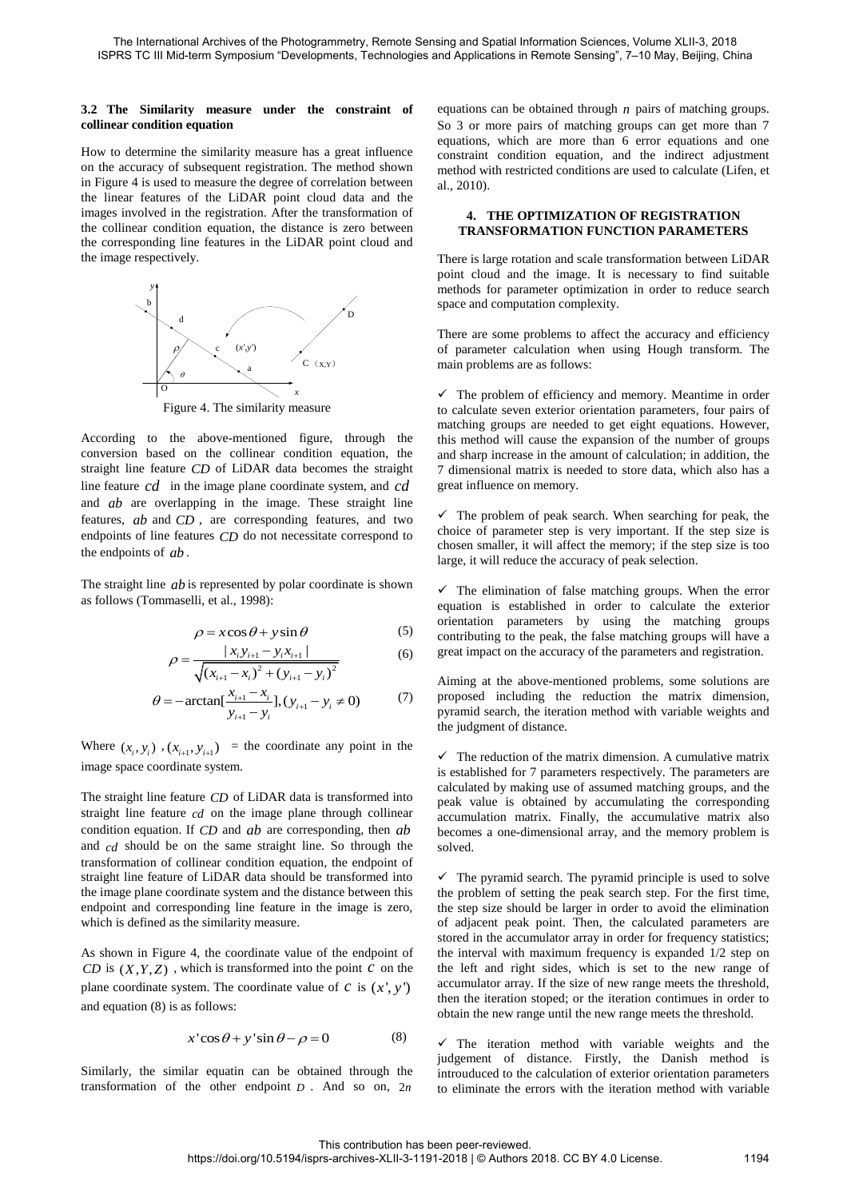### 3.2 The Similarity measure under the constraint of collinear condition equation

How to determine the similarity measure has a great influence on the accuracy of subsequent registration. The method shown in Figure 4 is used to measure the degree of correlation between the linear features of the LiDAR point cloud data and the images involved in the registration. After the transformation of the collinear condition equation, the distance is zero between the corresponding line features in the LiDAR point cloud and the image respectively.

Figure 4. The similarity measure

According to the above-mentioned figure, through the conversion based on the collinear condition equation, the straight line feature $CD$ of LiDAR data becomes the straight line feature $cd$ in the image plane coordinate system, and $cd$ and $ab$ are overlapping in the image. These straight line features, $ab$ and $CD$, are corresponding features, and two endpoints of line features $CD$ do not necessitate correspond to the endpoints of $ab$.

The straight line $ab$ is represented by polar coordinate is shown as follows (Tommaselli, et al., 1998):

$$\rho = x\cos\theta + y\sin\theta \tag{5}$$

$$\rho = \frac{|x_i y_{i+1} - y_i x_{i+1}|}{\sqrt{(x_{i+1}-x_i)^2 + (y_{i+1}-y_i)^2}} \tag{6}$$

$$\theta = -\arctan\left[\frac{x_{i+1}-x_i}{y_{i+1}-y_i}\right], (y_{i+1}-y_i \neq 0) \tag{7}$$

Where $(x_i, y_i)$, $(x_{i+1}, y_{i+1})$ = the coordinate any point in the image space coordinate system.

The straight line feature $CD$ of LiDAR data is transformed into straight line feature $cd$ on the image plane through collinear condition equation. If $CD$ and $ab$ are corresponding, then $ab$ and $cd$ should be on the same straight line. So through the transformation of collinear condition equation, the endpoint of straight line feature of LiDAR data should be transformed into the image plane coordinate system and the distance between this endpoint and corresponding line feature in the image is zero, which is defined as the similarity measure.

As shown in Figure 4, the coordinate value of the endpoint of $CD$ is $(X, Y, Z)$, which is transformed into the point $c$ on the plane coordinate system. The coordinate value of $c$ is $(x', y')$ and equation (8) is as follows:

$$x'\cos\theta + y'\sin\theta - \rho = 0 \tag{8}$$

Similarly, the similar equatin can be obtained through the transformation of the other endpoint $D$. And so on, $2n$ equations can be obtained through $n$ pairs of matching groups. So 3 or more pairs of matching groups can get more than 7 equations, which are more than 6 error equations and one constraint condition equation, and the indirect adjustment method with restricted conditions are used to calculate (Lifen, et al., 2010).

## 4. THE OPTIMIZATION OF REGISTRATION TRANSFORMATION FUNCTION PARAMETERS

There is large rotation and scale transformation between LiDAR point cloud and the image. It is necessary to find suitable methods for parameter optimization in order to reduce search space and computation complexity.

There are some problems to affect the accuracy and efficiency of parameter calculation when using Hough transform. The main problems are as follows:

✓ The problem of efficiency and memory. Meantime in order to calculate seven exterior orientation parameters, four pairs of matching groups are needed to get eight equations. However, this method will cause the expansion of the number of groups and sharp increase in the amount of calculation; in addition, the 7 dimensional matrix is needed to store data, which also has a great influence on memory.

✓ The problem of peak search. When searching for peak, the choice of parameter step is very important. If the step size is chosen smaller, it will affect the memory; if the step size is too large, it will reduce the accuracy of peak selection.

✓ The elimination of false matching groups. When the error equation is established in order to calculate the exterior orientation parameters by using the matching groups contributing to the peak, the false matching groups will have a great impact on the accuracy of the parameters and registration.

Aiming at the above-mentioned problems, some solutions are proposed including the reduction the matrix dimension, pyramid search, the iteration method with variable weights and the judgment of distance.

✓ The reduction of the matrix dimension. A cumulative matrix is established for 7 parameters respectively. The parameters are calculated by making use of assumed matching groups, and the peak value is obtained by accumulating the corresponding accumulation matrix. Finally, the accumulative matrix also becomes a one-dimensional array, and the memory problem is solved.

✓ The pyramid search. The pyramid principle is used to solve the problem of setting the peak search step. For the first time, the step size should be larger in order to avoid the elimination of adjacent peak point. Then, the calculated parameters are stored in the accumulator array in order for frequency statistics; the interval with maximum frequency is expanded 1/2 step on the left and right sides, which is set to the new range of accumulator array. If the size of new range meets the threshold, then the iteration stoped; or the iteration contimues in order to obtain the new range until the new range meets the threshold.

✓ The iteration method with variable weights and the judgement of distance. Firstly, the Danish method is introuduced to the calculation of exterior orientation parameters to eliminate the errors with the iteration method with variable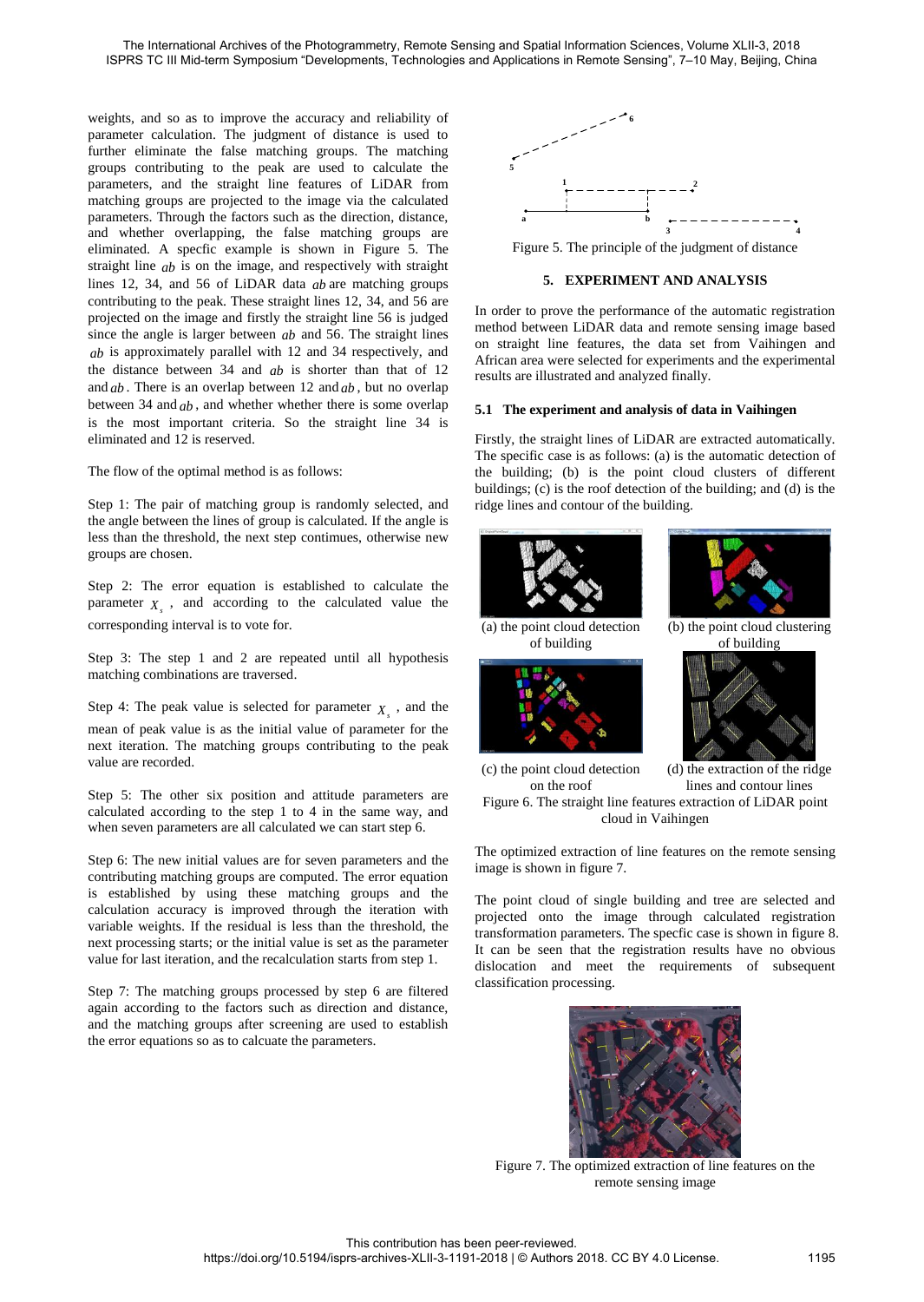weights, and so as to improve the accuracy and reliability of parameter calculation. The judgment of distance is used to further eliminate the false matching groups. The matching groups contributing to the peak are used to calculate the parameters, and the straight line features of LiDAR from matching groups are projected to the image via the calculated parameters. Through the factors such as the direction, distance, and whether overlapping, the false matching groups are eliminated. A specfic example is shown in Figure 5. The straight line $ab$ is on the image, and respectively with straight lines 12, 34, and 56 of LiDAR data $ab$ are matching groups contributing to the peak. These straight lines 12, 34, and 56 are projected on the image and firstly the straight line 56 is judged since the angle is larger between $ab$ and 56. The straight lines $ab$ is approximately parallel with 12 and 34 respectively, and the distance between 34 and $ab$ is shorter than that of 12 and $ab$. There is an overlap between 12 and $ab$, but no overlap between 34 and $ab$, and whether whether there is some overlap is the most important criteria. So the straight line 34 is eliminated and 12 is reserved.

The flow of the optimal method is as follows:

Step 1: The pair of matching group is randomly selected, and the angle between the lines of group is calculated. If the angle is less than the threshold, the next step continues, otherwise new groups are chosen.

Step 2: The error equation is established to calculate the parameter $X_s$, and according to the calculated value the corresponding interval is to vote for.

Step 3: The step 1 and 2 are repeated until all hypothesis matching combinations are traversed.

Step 4: The peak value is selected for parameter $X_s$, and the mean of peak value is as the initial value of parameter for the next iteration. The matching groups contributing to the peak value are recorded.

Step 5: The other six position and attitude parameters are calculated according to the step 1 to 4 in the same way, and when seven parameters are all calculated we can start step 6.

Step 6: The new initial values are for seven parameters and the contributing matching groups are computed. The error equation is established by using these matching groups and the calculation accuracy is improved through the iteration with variable weights. If the residual is less than the threshold, the next processing starts; or the initial value is set as the parameter value for last iteration, and the recalculation starts from step 1.

Step 7: The matching groups processed by step 6 are filtered again according to the factors such as direction and distance, and the matching groups after screening are used to establish the error equations so as to calcuate the parameters.

Figure 5. The principle of the judgment of distance

## 5. EXPERIMENT AND ANALYSIS

In order to prove the performance of the automatic registration method between LiDAR data and remote sensing image based on straight line features, the data set from Vaihingen and African area were selected for experiments and the experimental results are illustrated and analyzed finally.

### 5.1 The experiment and analysis of data in Vaihingen

Firstly, the straight lines of LiDAR are extracted automatically. The specific case is as follows: (a) is the automatic detection of the building; (b) is the point cloud clusters of different buildings; (c) is the roof detection of the building; and (d) is the ridge lines and contour of the building.

(a) the point cloud detection of building

(b) the point cloud clustering of building

(c) the point cloud detection on the roof

(d) the extraction of the ridge lines and contour lines

Figure 6. The straight line features extraction of LiDAR point cloud in Vaihingen

The optimized extraction of line features on the remote sensing image is shown in figure 7.

The point cloud of single building and tree are selected and projected onto the image through calculated registration transformation parameters. The specfic case is shown in figure 8. It can be seen that the registration results have no obvious dislocation and meet the requirements of subsequent classification processing.

Figure 7. The optimized extraction of line features on the remote sensing image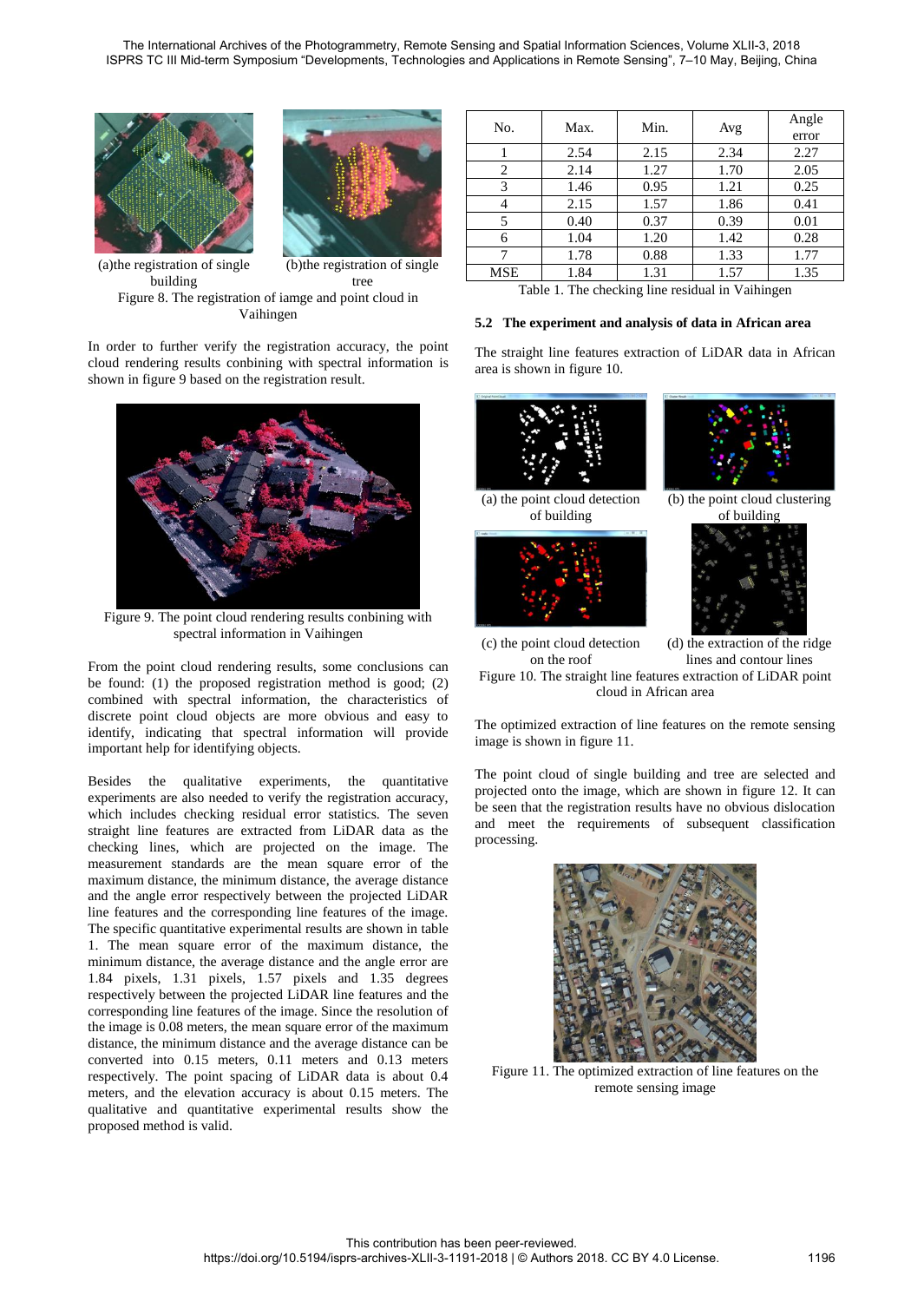(a)the registration of single building

(b)the registration of single tree

Figure 8. The registration of iamge and point cloud in Vaihingen

In order to further verify the registration accuracy, the point cloud rendering results conbining with spectral information is shown in figure 9 based on the registration result.

Figure 9. The point cloud rendering results conbining with spectral information in Vaihingen

From the point cloud rendering results, some conclusions can be found: (1) the proposed registration method is good; (2) combined with spectral information, the characteristics of discrete point cloud objects are more obvious and easy to identify, indicating that spectral information will provide important help for identifying objects.

Besides the qualitative experiments, the quantitative experiments are also needed to verify the registration accuracy, which includes checking residual error statistics. The seven straight line features are extracted from LiDAR data as the checking lines, which are projected on the image. The measurement standards are the mean square error of the maximum distance, the minimum distance, the average distance and the angle error respectively between the projected LiDAR line features and the corresponding line features of the image. The specific quantitative experimental results are shown in table 1. The mean square error of the maximum distance, the minimum distance, the average distance and the angle error are 1.84 pixels, 1.31 pixels, 1.57 pixels and 1.35 degrees respectively between the projected LiDAR line features and the corresponding line features of the image. Since the resolution of the image is 0.08 meters, the mean square error of the maximum distance, the minimum distance and the average distance can be converted into 0.15 meters, 0.11 meters and 0.13 meters respectively. The point spacing of LiDAR data is about 0.4 meters, and the elevation accuracy is about 0.15 meters. The qualitative and quantitative experimental results show the proposed method is valid.

| No. | Max. | Min. | Avg | Angle error |
|---|---|---|---|---|
| 1 | 2.54 | 2.15 | 2.34 | 2.27 |
| 2 | 2.14 | 1.27 | 1.70 | 2.05 |
| 3 | 1.46 | 0.95 | 1.21 | 0.25 |
| 4 | 2.15 | 1.57 | 1.86 | 0.41 |
| 5 | 0.40 | 0.37 | 0.39 | 0.01 |
| 6 | 1.04 | 1.20 | 1.42 | 0.28 |
| 7 | 1.78 | 0.88 | 1.33 | 1.77 |
| MSE | 1.84 | 1.31 | 1.57 | 1.35 |

Table 1. The checking line residual in Vaihingen

### 5.2 The experiment and analysis of data in African area

The straight line features extraction of LiDAR data in African area is shown in figure 10.

(a) the point cloud detection of building

(b) the point cloud clustering of building

(c) the point cloud detection on the roof

(d) the extraction of the ridge lines and contour lines

Figure 10. The straight line features extraction of LiDAR point cloud in African area

The optimized extraction of line features on the remote sensing image is shown in figure 11.

The point cloud of single building and tree are selected and projected onto the image, which are shown in figure 12. It can be seen that the registration results have no obvious dislocation and meet the requirements of subsequent classification processing.

Figure 11. The optimized extraction of line features on the remote sensing image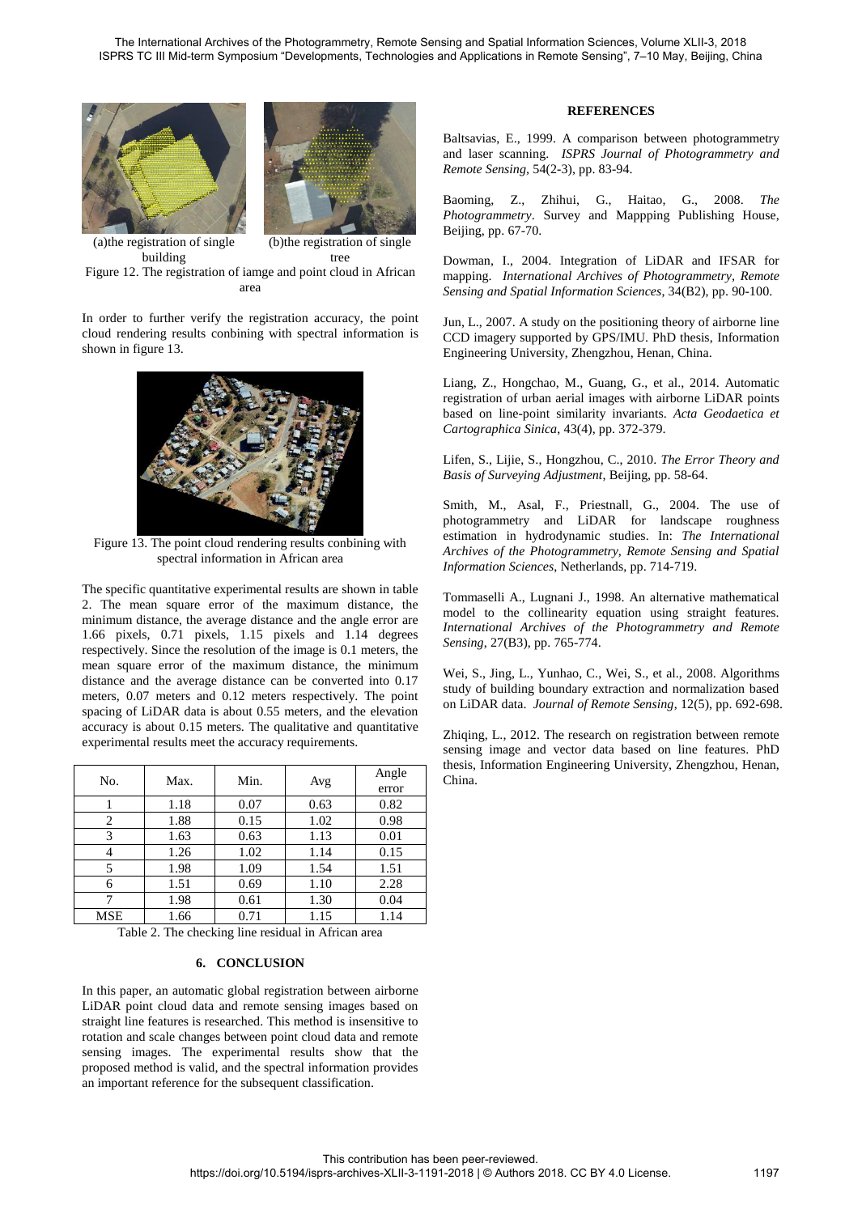(a)the registration of single building

(b)the registration of single tree

Figure 12. The registration of iamge and point cloud in African area

In order to further verify the registration accuracy, the point cloud rendering results conbining with spectral information is shown in figure 13.

Figure 13. The point cloud rendering results conbining with spectral information in African area

The specific quantitative experimental results are shown in table 2. The mean square error of the maximum distance, the minimum distance, the average distance and the angle error are 1.66 pixels, 0.71 pixels, 1.15 pixels and 1.14 degrees respectively. Since the resolution of the image is 0.1 meters, the mean square error of the maximum distance, the minimum distance and the average distance can be converted into 0.17 meters, 0.07 meters and 0.12 meters respectively. The point spacing of LiDAR data is about 0.55 meters, and the elevation accuracy is about 0.15 meters. The qualitative and quantitative experimental results meet the accuracy requirements.

| No. | Max. | Min. | Avg | Angle error |
|---|---|---|---|---|
| 1 | 1.18 | 0.07 | 0.63 | 0.82 |
| 2 | 1.88 | 0.15 | 1.02 | 0.98 |
| 3 | 1.63 | 0.63 | 1.13 | 0.01 |
| 4 | 1.26 | 1.02 | 1.14 | 0.15 |
| 5 | 1.98 | 1.09 | 1.54 | 1.51 |
| 6 | 1.51 | 0.69 | 1.10 | 2.28 |
| 7 | 1.98 | 0.61 | 1.30 | 0.04 |
| MSE | 1.66 | 0.71 | 1.15 | 1.14 |

Table 2. The checking line residual in African area

## 6. CONCLUSION

In this paper, an automatic global registration between airborne LiDAR point cloud data and remote sensing images based on straight line features is researched. This method is insensitive to rotation and scale changes between point cloud data and remote sensing images. The experimental results show that the proposed method is valid, and the spectral information provides an important reference for the subsequent classification.

## REFERENCES

Baltsavias, E., 1999. A comparison between photogrammetry and laser scanning. *ISPRS Journal of Photogrammetry and Remote Sensing*, 54(2-3), pp. 83-94.

Baoming, Z., Zhihui, G., Haitao, G., 2008. *The Photogrammetry*. Survey and Mappping Publishing House, Beijing, pp. 67-70.

Dowman, I., 2004. Integration of LiDAR and IFSAR for mapping. *International Archives of Photogrammetry, Remote Sensing and Spatial Information Sciences*, 34(B2), pp. 90-100.

Jun, L., 2007. A study on the positioning theory of airborne line CCD imagery supported by GPS/IMU. PhD thesis, Information Engineering University, Zhengzhou, Henan, China.

Liang, Z., Hongchao, M., Guang, G., et al., 2014. Automatic registration of urban aerial images with airborne LiDAR points based on line-point similarity invariants. *Acta Geodaetica et Cartographica Sinica*, 43(4), pp. 372-379.

Lifen, S., Lijie, S., Hongzhou, C., 2010. *The Error Theory and Basis of Surveying Adjustment*, Beijing, pp. 58-64.

Smith, M., Asal, F., Priestnall, G., 2004. The use of photogrammetry and LiDAR for landscape roughness estimation in hydrodynamic studies. In: *The International Archives of the Photogrammetry, Remote Sensing and Spatial Information Sciences*, Netherlands, pp. 714-719.

Tommaselli A., Lugnani J., 1998. An alternative mathematical model to the collinearity equation using straight features. *International Archives of the Photogrammetry and Remote Sensing*, 27(B3), pp. 765-774.

Wei, S., Jing, L., Yunhao, C., Wei, S., et al., 2008. Algorithms study of building boundary extraction and normalization based on LiDAR data. *Journal of Remote Sensing*, 12(5), pp. 692-698.

Zhiqing, L., 2012. The research on registration between remote sensing image and vector data based on line features. PhD thesis, Information Engineering University, Zhengzhou, Henan, China.